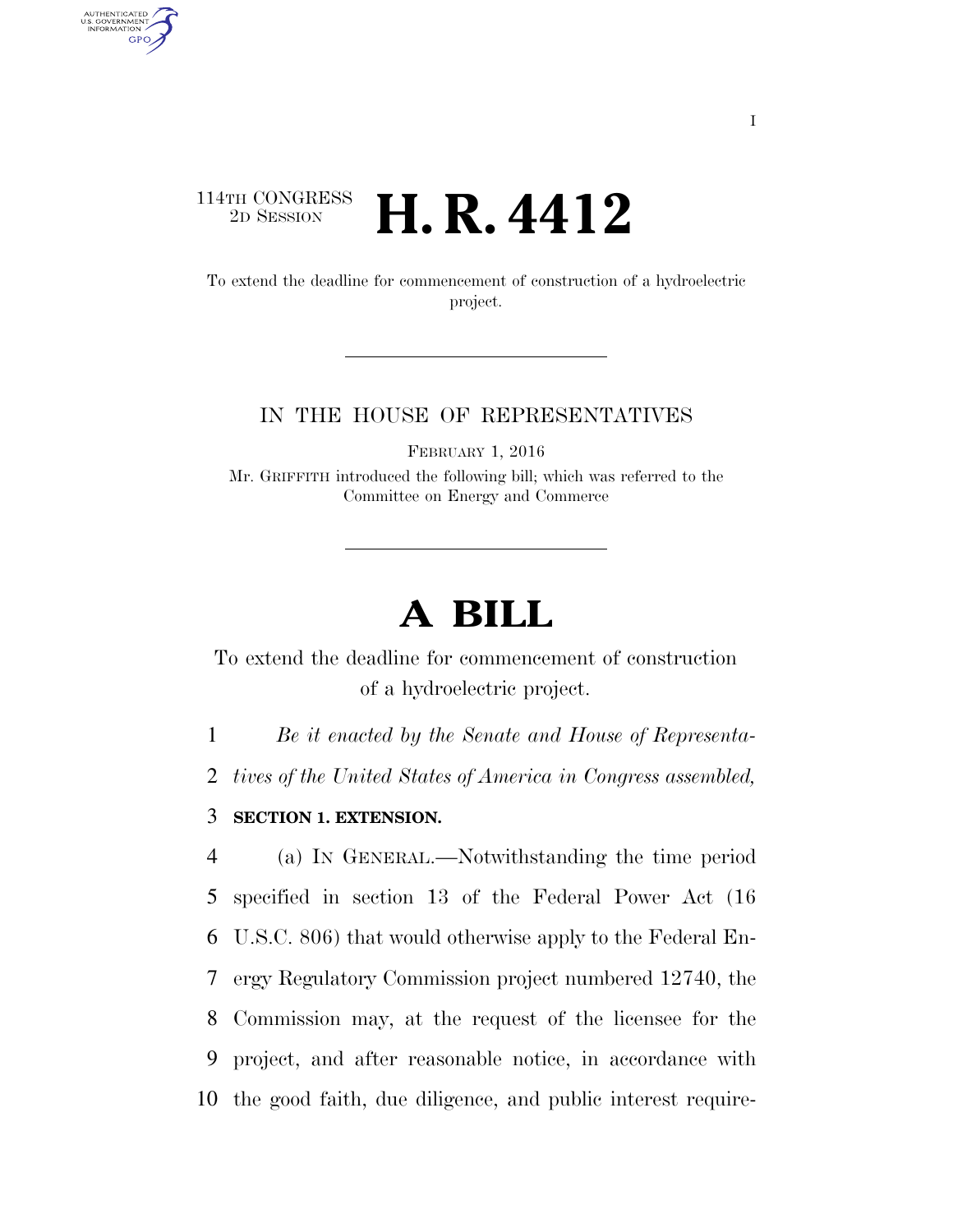114TH CONGRESS
2D SESSION

# H. R. 4412

To extend the deadline for commencement of construction of a hydroelectric project.

IN THE HOUSE OF REPRESENTATIVES

FEBRUARY 1, 2016

Mr. GRIFFITH introduced the following bill; which was referred to the Committee on Energy and Commerce

# A BILL

To extend the deadline for commencement of construction of a hydroelectric project.

*Be it enacted by the Senate and House of Representatives of the United States of America in Congress assembled,*

**SECTION 1. EXTENSION.**

(a) IN GENERAL.—Notwithstanding the time period specified in section 13 of the Federal Power Act (16 U.S.C. 806) that would otherwise apply to the Federal Energy Regulatory Commission project numbered 12740, the Commission may, at the request of the licensee for the project, and after reasonable notice, in accordance with the good faith, due diligence, and public interest require-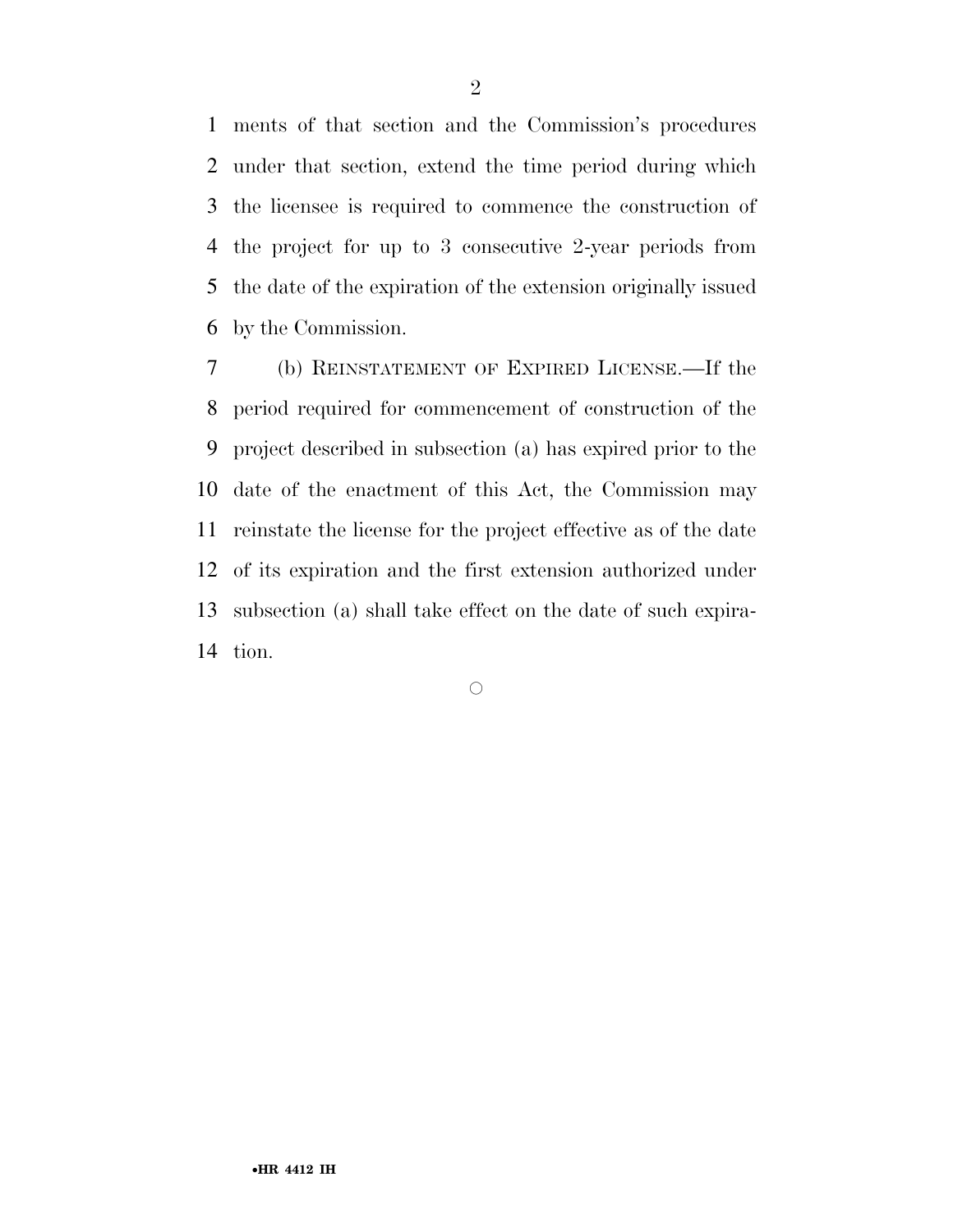ments of that section and the Commission's procedures under that section, extend the time period during which the licensee is required to commence the construction of the project for up to 3 consecutive 2-year periods from the date of the expiration of the extension originally issued by the Commission.

(b) REINSTATEMENT OF EXPIRED LICENSE.—If the period required for commencement of construction of the project described in subsection (a) has expired prior to the date of the enactment of this Act, the Commission may reinstate the license for the project effective as of the date of its expiration and the first extension authorized under subsection (a) shall take effect on the date of such expiration.

○